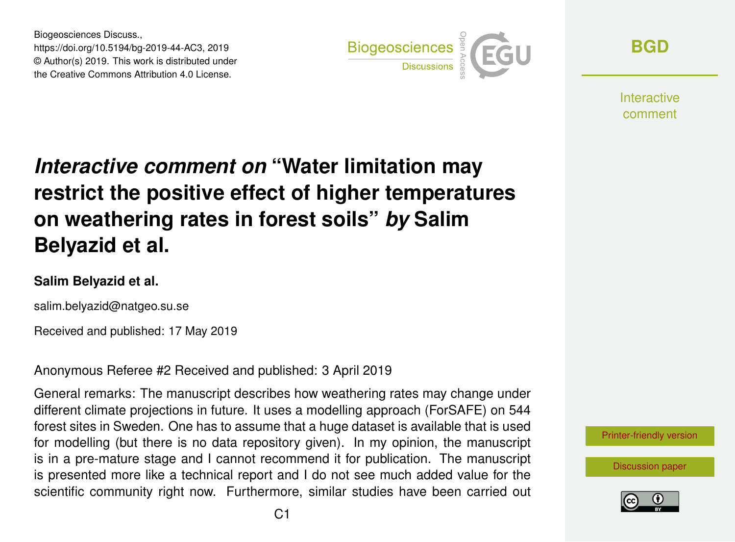Biogeosciences Discuss.,
https://doi.org/10.5194/bg-2019-44-AC3, 2019
© Author(s) 2019. This work is distributed under
the Creative Commons Attribution 4.0 License.

# *Interactive comment on* "Water limitation may restrict the positive effect of higher temperatures on weathering rates in forest soils" *by* Salim Belyazid et al.

**Salim Belyazid et al.**

salim.belyazid@natgeo.su.se

Received and published: 17 May 2019

Anonymous Referee #2 Received and published: 3 April 2019

General remarks: The manuscript describes how weathering rates may change under different climate projections in future. It uses a modelling approach (ForSAFE) on 544 forest sites in Sweden. One has to assume that a huge dataset is available that is used for modelling (but there is no data repository given). In my opinion, the manuscript is in a pre-mature stage and I cannot recommend it for publication. The manuscript is presented more like a technical report and I do not see much added value for the scientific community right now. Furthermore, similar studies have been carried out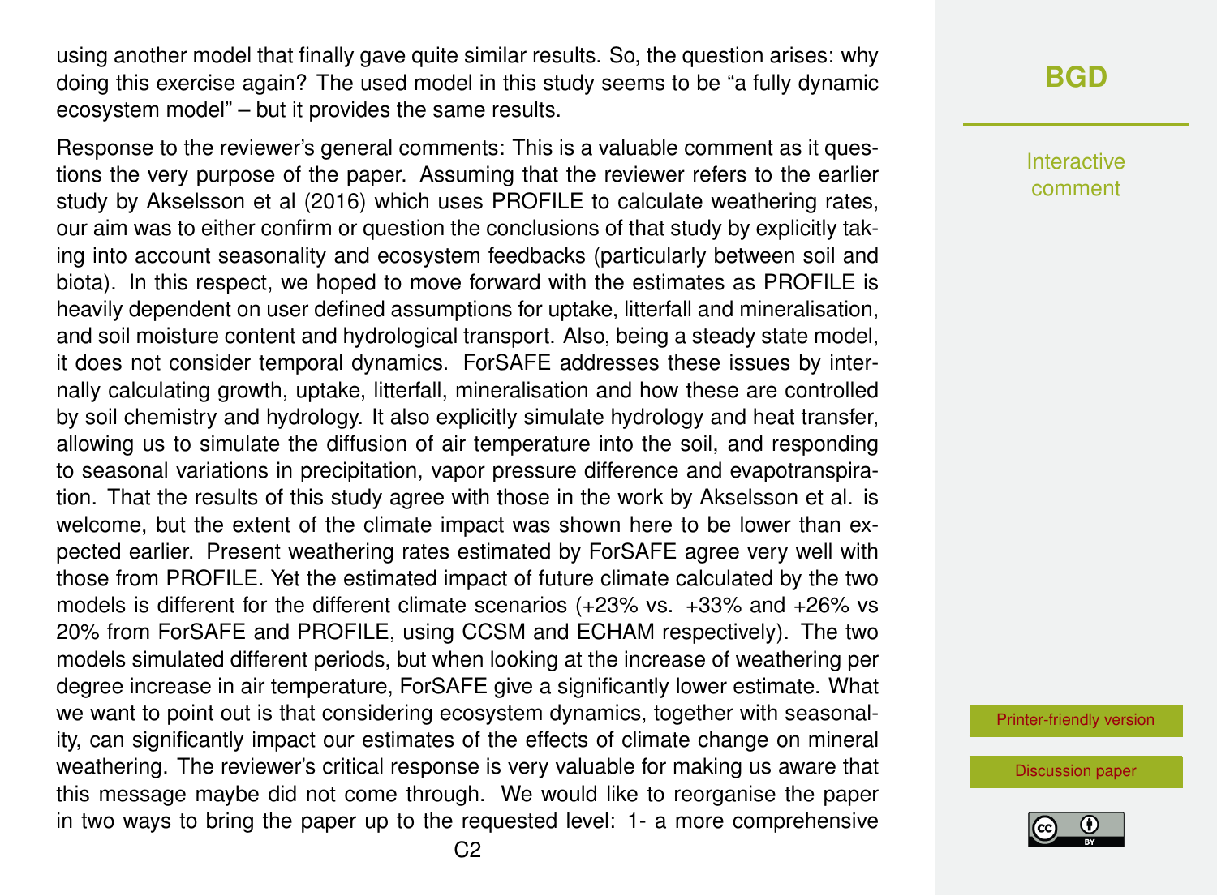using another model that finally gave quite similar results. So, the question arises: why doing this exercise again? The used model in this study seems to be "a fully dynamic ecosystem model" – but it provides the same results.

Response to the reviewer's general comments: This is a valuable comment as it questions the very purpose of the paper. Assuming that the reviewer refers to the earlier study by Akselsson et al (2016) which uses PROFILE to calculate weathering rates, our aim was to either confirm or question the conclusions of that study by explicitly taking into account seasonality and ecosystem feedbacks (particularly between soil and biota). In this respect, we hoped to move forward with the estimates as PROFILE is heavily dependent on user defined assumptions for uptake, litterfall and mineralisation, and soil moisture content and hydrological transport. Also, being a steady state model, it does not consider temporal dynamics. ForSAFE addresses these issues by internally calculating growth, uptake, litterfall, mineralisation and how these are controlled by soil chemistry and hydrology. It also explicitly simulate hydrology and heat transfer, allowing us to simulate the diffusion of air temperature into the soil, and responding to seasonal variations in precipitation, vapor pressure difference and evapotranspiration. That the results of this study agree with those in the work by Akselsson et al. is welcome, but the extent of the climate impact was shown here to be lower than expected earlier. Present weathering rates estimated by ForSAFE agree very well with those from PROFILE. Yet the estimated impact of future climate calculated by the two models is different for the different climate scenarios (+23% vs. +33% and +26% vs 20% from ForSAFE and PROFILE, using CCSM and ECHAM respectively). The two models simulated different periods, but when looking at the increase of weathering per degree increase in air temperature, ForSAFE give a significantly lower estimate. What we want to point out is that considering ecosystem dynamics, together with seasonality, can significantly impact our estimates of the effects of climate change on mineral weathering. The reviewer's critical response is very valuable for making us aware that this message maybe did not come through. We would like to reorganise the paper in two ways to bring the paper up to the requested level: 1- a more comprehensive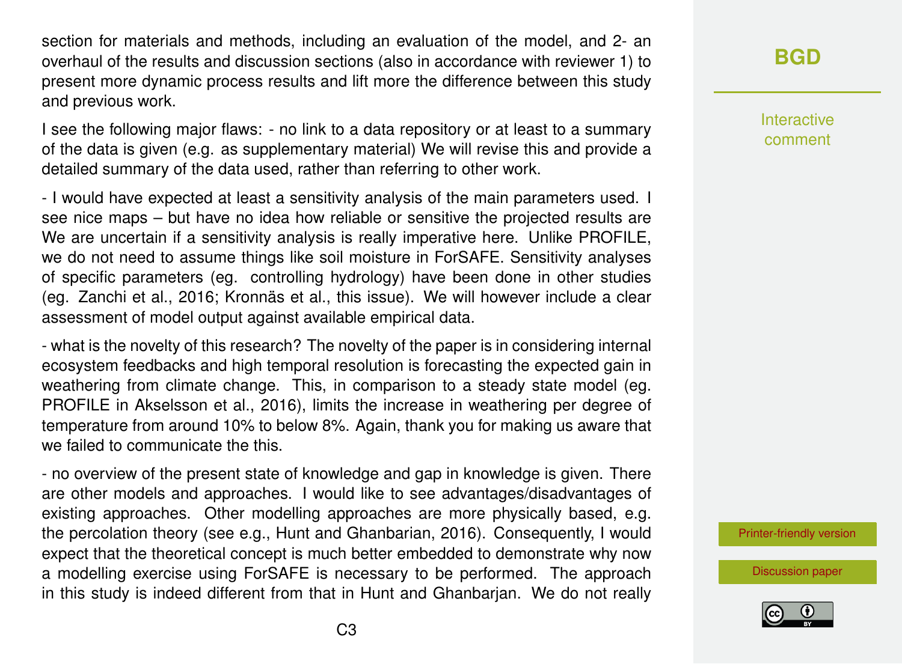section for materials and methods, including an evaluation of the model, and 2- an overhaul of the results and discussion sections (also in accordance with reviewer 1) to present more dynamic process results and lift more the difference between this study and previous work.

I see the following major flaws: - no link to a data repository or at least to a summary of the data is given (e.g. as supplementary material) We will revise this and provide a detailed summary of the data used, rather than referring to other work.

- I would have expected at least a sensitivity analysis of the main parameters used. I see nice maps – but have no idea how reliable or sensitive the projected results are We are uncertain if a sensitivity analysis is really imperative here. Unlike PROFILE, we do not need to assume things like soil moisture in ForSAFE. Sensitivity analyses of specific parameters (eg. controlling hydrology) have been done in other studies (eg. Zanchi et al., 2016; Kronnäs et al., this issue). We will however include a clear assessment of model output against available empirical data.

- what is the novelty of this research? The novelty of the paper is in considering internal ecosystem feedbacks and high temporal resolution is forecasting the expected gain in weathering from climate change. This, in comparison to a steady state model (eg. PROFILE in Akselsson et al., 2016), limits the increase in weathering per degree of temperature from around 10% to below 8%. Again, thank you for making us aware that we failed to communicate the this.

- no overview of the present state of knowledge and gap in knowledge is given. There are other models and approaches. I would like to see advantages/disadvantages of existing approaches. Other modelling approaches are more physically based, e.g. the percolation theory (see e.g., Hunt and Ghanbarian, 2016). Consequently, I would expect that the theoretical concept is much better embedded to demonstrate why now a modelling exercise using ForSAFE is necessary to be performed. The approach in this study is indeed different from that in Hunt and Ghanbarjan. We do not really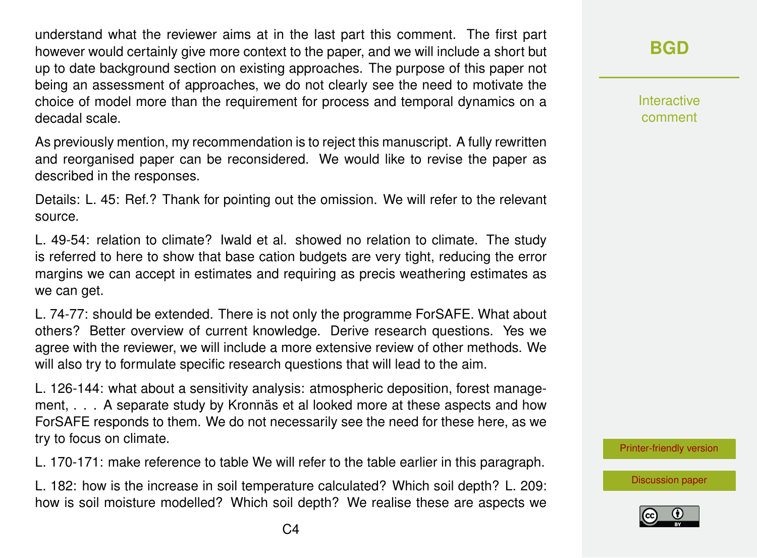understand what the reviewer aims at in the last part this comment. The first part however would certainly give more context to the paper, and we will include a short but up to date background section on existing approaches. The purpose of this paper not being an assessment of approaches, we do not clearly see the need to motivate the choice of model more than the requirement for process and temporal dynamics on a decadal scale.

As previously mention, my recommendation is to reject this manuscript. A fully rewritten and reorganised paper can be reconsidered. We would like to revise the paper as described in the responses.

Details: L. 45: Ref.? Thank for pointing out the omission. We will refer to the relevant source.

L. 49-54: relation to climate? Iwald et al. showed no relation to climate. The study is referred to here to show that base cation budgets are very tight, reducing the error margins we can accept in estimates and requiring as precis weathering estimates as we can get.

L. 74-77: should be extended. There is not only the programme ForSAFE. What about others? Better overview of current knowledge. Derive research questions. Yes we agree with the reviewer, we will include a more extensive review of other methods. We will also try to formulate specific research questions that will lead to the aim.

L. 126-144: what about a sensitivity analysis: atmospheric deposition, forest management, . . . A separate study by Kronnäs et al looked more at these aspects and how ForSAFE responds to them. We do not necessarily see the need for these here, as we try to focus on climate.

L. 170-171: make reference to table We will refer to the table earlier in this paragraph.

L. 182: how is the increase in soil temperature calculated? Which soil depth? L. 209: how is soil moisture modelled? Which soil depth? We realise these are aspects we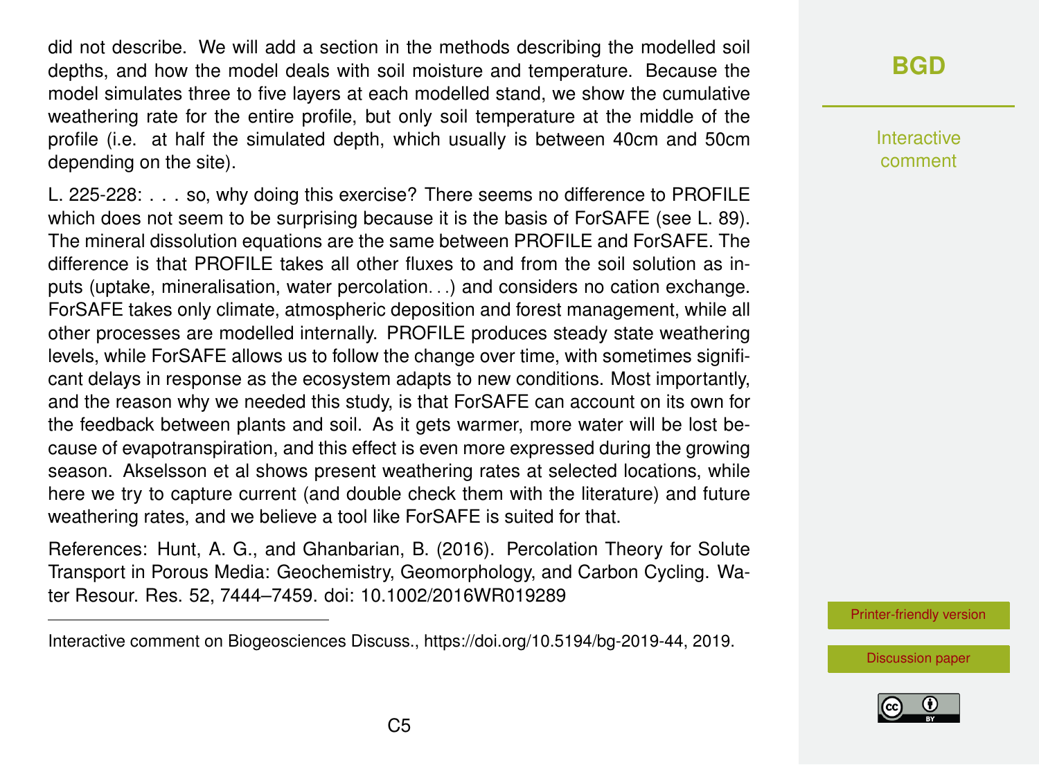did not describe. We will add a section in the methods describing the modelled soil depths, and how the model deals with soil moisture and temperature. Because the model simulates three to five layers at each modelled stand, we show the cumulative weathering rate for the entire profile, but only soil temperature at the middle of the profile (i.e. at half the simulated depth, which usually is between 40cm and 50cm depending on the site).

L. 225-228: . . . so, why doing this exercise? There seems no difference to PROFILE which does not seem to be surprising because it is the basis of ForSAFE (see L. 89). The mineral dissolution equations are the same between PROFILE and ForSAFE. The difference is that PROFILE takes all other fluxes to and from the soil solution as inputs (uptake, mineralisation, water percolation. . .) and considers no cation exchange. ForSAFE takes only climate, atmospheric deposition and forest management, while all other processes are modelled internally. PROFILE produces steady state weathering levels, while ForSAFE allows us to follow the change over time, with sometimes significant delays in response as the ecosystem adapts to new conditions. Most importantly, and the reason why we needed this study, is that ForSAFE can account on its own for the feedback between plants and soil. As it gets warmer, more water will be lost because of evapotranspiration, and this effect is even more expressed during the growing season. Akselsson et al shows present weathering rates at selected locations, while here we try to capture current (and double check them with the literature) and future weathering rates, and we believe a tool like ForSAFE is suited for that.

References: Hunt, A. G., and Ghanbarian, B. (2016). Percolation Theory for Solute Transport in Porous Media: Geochemistry, Geomorphology, and Carbon Cycling. Water Resour. Res. 52, 7444–7459. doi: 10.1002/2016WR019289

---

Interactive comment on Biogeosciences Discuss., https://doi.org/10.5194/bg-2019-44, 2019.